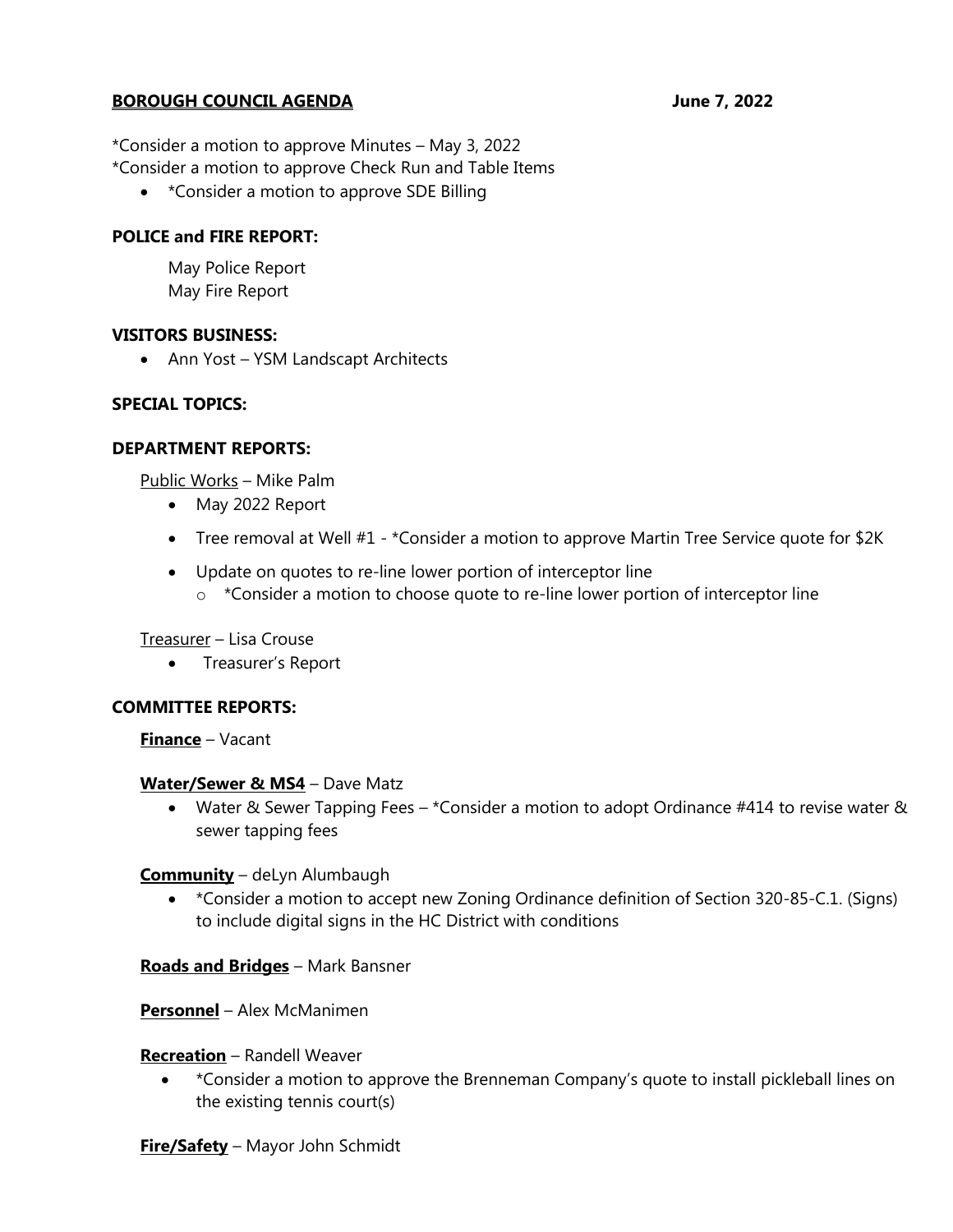**<u>BOROUGH COUNCIL AGENDA</u>** **June 7, 2022**

*Consider a motion to approve Minutes – May 3, 2022
*Consider a motion to approve Check Run and Table Items

- *Consider a motion to approve SDE Billing

**POLICE and FIRE REPORT:**

May Police Report
May Fire Report

**VISITORS BUSINESS:**

- Ann Yost – YSM Landscapt Architects

**SPECIAL TOPICS:**

**DEPARTMENT REPORTS:**

<u>Public Works</u> – Mike Palm

- May 2022 Report
- Tree removal at Well #1 - *Consider a motion to approve Martin Tree Service quote for $2K
- Update on quotes to re-line lower portion of interceptor line
  - *Consider a motion to choose quote to re-line lower portion of interceptor line

<u>Treasurer</u> – Lisa Crouse

- Treasurer's Report

**COMMITTEE REPORTS:**

**<u>Finance</u>** – Vacant

**<u>Water/Sewer & MS4</u>** – Dave Matz

- Water & Sewer Tapping Fees – *Consider a motion to adopt Ordinance #414 to revise water & sewer tapping fees

**<u>Community</u>** – deLyn Alumbaugh

- *Consider a motion to accept new Zoning Ordinance definition of Section 320-85-C.1. (Signs) to include digital signs in the HC District with conditions

**<u>Roads and Bridges</u>** – Mark Bansner

**<u>Personnel</u>** – Alex McManimen

**<u>Recreation</u>** – Randell Weaver

- *Consider a motion to approve the Brenneman Company's quote to install pickleball lines on the existing tennis court(s)

**<u>Fire/Safety</u>** – Mayor John Schmidt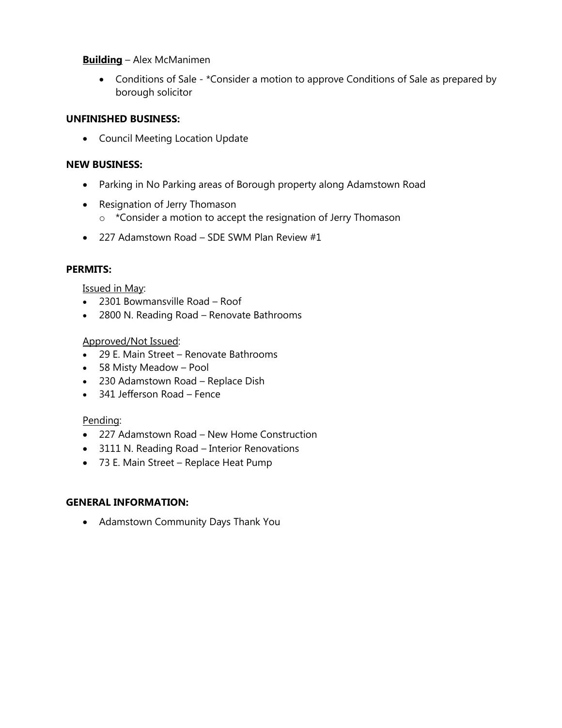**<u>Building</u>** – Alex McManimen

- Conditions of Sale - *Consider a motion to approve Conditions of Sale as prepared by borough solicitor

**UNFINISHED BUSINESS:**

- Council Meeting Location Update

**NEW BUSINESS:**

- Parking in No Parking areas of Borough property along Adamstown Road
- Resignation of Jerry Thomason
  - *Consider a motion to accept the resignation of Jerry Thomason
- 227 Adamstown Road – SDE SWM Plan Review #1

**PERMITS:**

<u>Issued in May</u>:

- 2301 Bowmansville Road – Roof
- 2800 N. Reading Road – Renovate Bathrooms

<u>Approved/Not Issued</u>:

- 29 E. Main Street – Renovate Bathrooms
- 58 Misty Meadow – Pool
- 230 Adamstown Road – Replace Dish
- 341 Jefferson Road – Fence

<u>Pending</u>:

- 227 Adamstown Road – New Home Construction
- 3111 N. Reading Road – Interior Renovations
- 73 E. Main Street – Replace Heat Pump

**GENERAL INFORMATION:**

- Adamstown Community Days Thank You